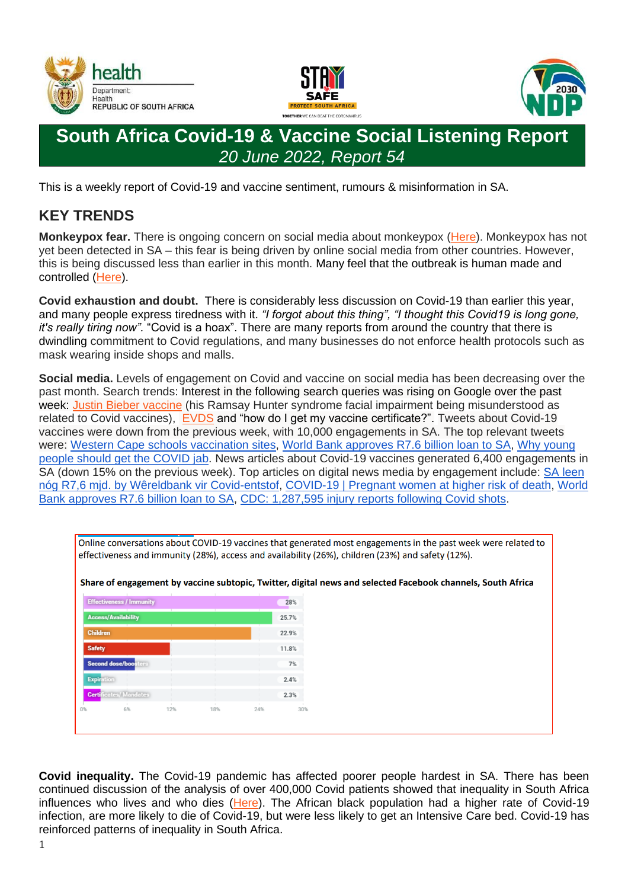# South Africa Covid-19 & Vaccine Social Listening Report

*20 June 2022, Report 54*

This is a weekly report of Covid-19 and vaccine sentiment, rumours & misinformation in SA.

## KEY TRENDS

**Monkeypox fear.** There is ongoing concern on social media about monkeypox (Here). Monkeypox has not yet been detected in SA – this fear is being driven by online social media from other countries. However, this is being discussed less than earlier in this month. Many feel that the outbreak is human made and controlled (Here).

**Covid exhaustion and doubt.** There is considerably less discussion on Covid-19 than earlier this year, and many people express tiredness with it. *"I forgot about this thing", "I thought this Covid19 is long gone, it's really tiring now".* "Covid is a hoax". There are many reports from around the country that there is dwindling commitment to Covid regulations, and many businesses do not enforce health protocols such as mask wearing inside shops and malls.

**Social media.** Levels of engagement on Covid and vaccine on social media has been decreasing over the past month. Search trends: Interest in the following search queries was rising on Google over the past week: Justin Bieber vaccine (his Ramsay Hunter syndrome facial impairment being misunderstood as related to Covid vaccines), EVDS and "how do I get my vaccine certificate?". Tweets about Covid-19 vaccines were down from the previous week, with 10,000 engagements in SA. The top relevant tweets were: Western Cape schools vaccination sites, World Bank approves R7.6 billion loan to SA, Why young people should get the COVID jab. News articles about Covid-19 vaccines generated 6,400 engagements in SA (down 15% on the previous week). Top articles on digital news media by engagement include: SA leen nóg R7,6 mjd. by Wêreldbank vir Covid-entstof, COVID-19 | Pregnant women at higher risk of death, World Bank approves R7.6 billion loan to SA, CDC: 1,287,595 injury reports following Covid shots.

Online conversations about COVID-19 vaccines that generated most engagements in the past week were related to effectiveness and immunity (28%), access and availability (26%), children (23%) and safety (12%).

**Share of engagement by vaccine subtopic, Twitter, digital news and selected Facebook channels, South Africa**

| Subtopic | Share |
|---|---|
| Effectiveness / Immunity | 28% |
| Access/Availability | 25.7% |
| Children | 22.9% |
| Safety | 11.8% |
| Second dose/boosters | 7% |
| Expiration | 2.4% |
| Certificates/ Mandates | 2.3% |

**Covid inequality.** The Covid-19 pandemic has affected poorer people hardest in SA. There has been continued discussion of the analysis of over 400,000 Covid patients showed that inequality in South Africa influences who lives and who dies (Here). The African black population had a higher rate of Covid-19 infection, are more likely to die of Covid-19, but were less likely to get an Intensive Care bed. Covid-19 has reinforced patterns of inequality in South Africa.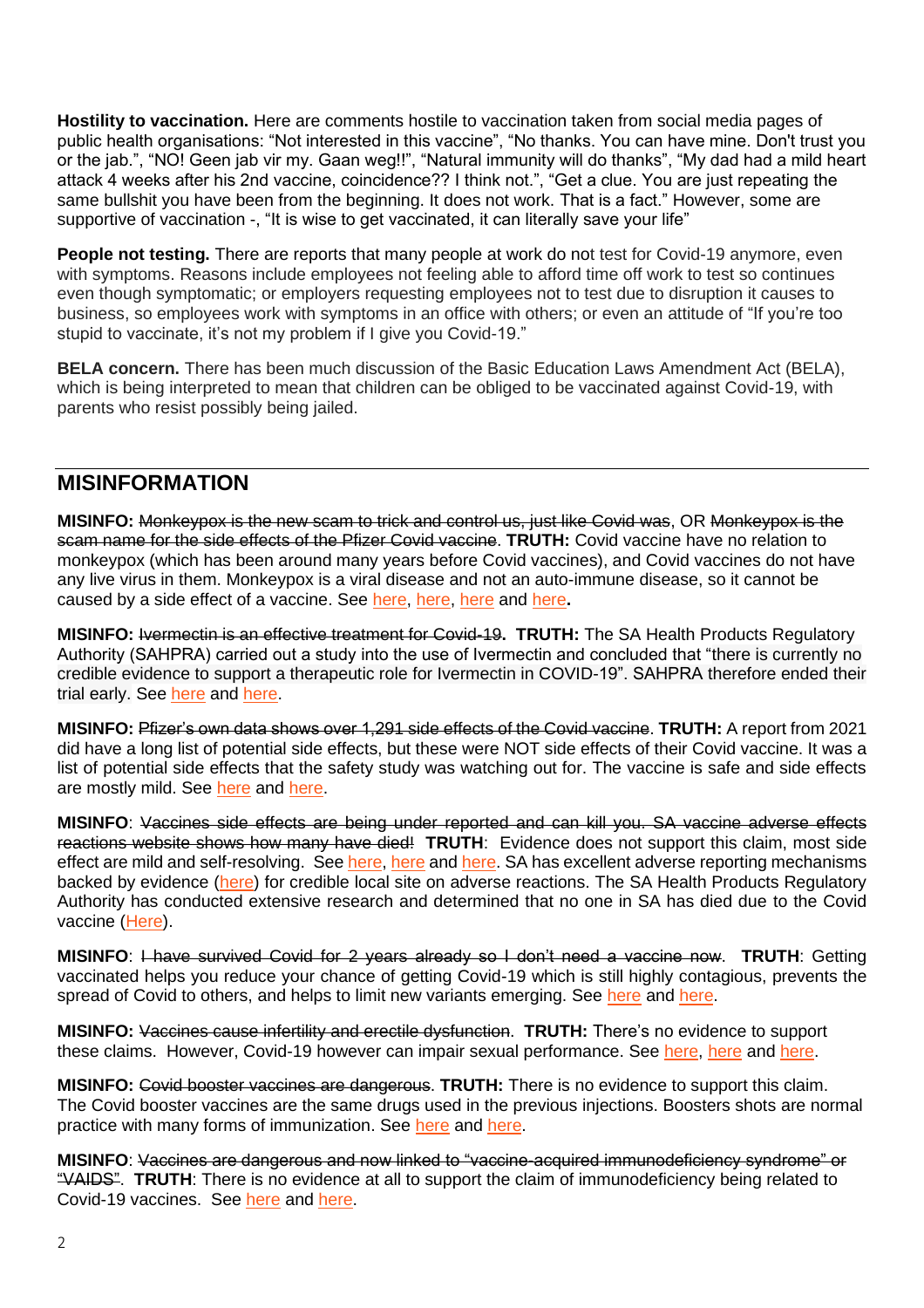**Hostility to vaccination.** Here are comments hostile to vaccination taken from social media pages of public health organisations: "Not interested in this vaccine", "No thanks. You can have mine. Don't trust you or the jab.", "NO! Geen jab vir my. Gaan weg!!", "Natural immunity will do thanks", "My dad had a mild heart attack 4 weeks after his 2nd vaccine, coincidence?? I think not.", "Get a clue. You are just repeating the same bullshit you have been from the beginning. It does not work. That is a fact." However, some are supportive of vaccination -, "It is wise to get vaccinated, it can literally save your life"

**People not testing.** There are reports that many people at work do not test for Covid-19 anymore, even with symptoms. Reasons include employees not feeling able to afford time off work to test so continues even though symptomatic; or employers requesting employees not to test due to disruption it causes to business, so employees work with symptoms in an office with others; or even an attitude of "If you're too stupid to vaccinate, it's not my problem if I give you Covid-19."

**BELA concern.** There has been much discussion of the Basic Education Laws Amendment Act (BELA), which is being interpreted to mean that children can be obliged to be vaccinated against Covid-19, with parents who resist possibly being jailed.

## MISINFORMATION

**MISINFO:** ~~Monkeypox is the new scam to trick and control us, just like Covid was~~, OR ~~Monkeypox is the scam name for the side effects of the Pfizer Covid vaccine~~. **TRUTH:** Covid vaccine have no relation to monkeypox (which has been around many years before Covid vaccines), and Covid vaccines do not have any live virus in them. Monkeypox is a viral disease and not an auto-immune disease, so it cannot be caused by a side effect of a vaccine. See here, here, here and here.

**MISINFO:** ~~Ivermectin is an effective treatment for Covid-19~~. **TRUTH:** The SA Health Products Regulatory Authority (SAHPRA) carried out a study into the use of Ivermectin and concluded that "there is currently no credible evidence to support a therapeutic role for Ivermectin in COVID-19". SAHPRA therefore ended their trial early. See here and here.

**MISINFO:** ~~Pfizer's own data shows over 1,291 side effects of the Covid vaccine~~. **TRUTH:** A report from 2021 did have a long list of potential side effects, but these were NOT side effects of their Covid vaccine. It was a list of potential side effects that the safety study was watching out for. The vaccine is safe and side effects are mostly mild. See here and here.

**MISINFO**: ~~Vaccines side effects are being under reported and can kill you. SA vaccine adverse effects reactions website shows how many have died!~~ **TRUTH**: Evidence does not support this claim, most side effect are mild and self-resolving. See here, here and here. SA has excellent adverse reporting mechanisms backed by evidence (here) for credible local site on adverse reactions. The SA Health Products Regulatory Authority has conducted extensive research and determined that no one in SA has died due to the Covid vaccine (Here).

**MISINFO**: ~~I have survived Covid for 2 years already so I don't need a vaccine now~~. **TRUTH**: Getting vaccinated helps you reduce your chance of getting Covid-19 which is still highly contagious, prevents the spread of Covid to others, and helps to limit new variants emerging. See here and here.

**MISINFO:** ~~Vaccines cause infertility and erectile dysfunction~~. **TRUTH:** There's no evidence to support these claims. However, Covid-19 however can impair sexual performance. See here, here and here.

**MISINFO:** ~~Covid booster vaccines are dangerous~~. **TRUTH:** There is no evidence to support this claim. The Covid booster vaccines are the same drugs used in the previous injections. Boosters shots are normal practice with many forms of immunization. See here and here.

**MISINFO**: ~~Vaccines are dangerous and now linked to "vaccine-acquired immunodeficiency syndrome" or "VAIDS"~~. **TRUTH**: There is no evidence at all to support the claim of immunodeficiency being related to Covid-19 vaccines. See here and here.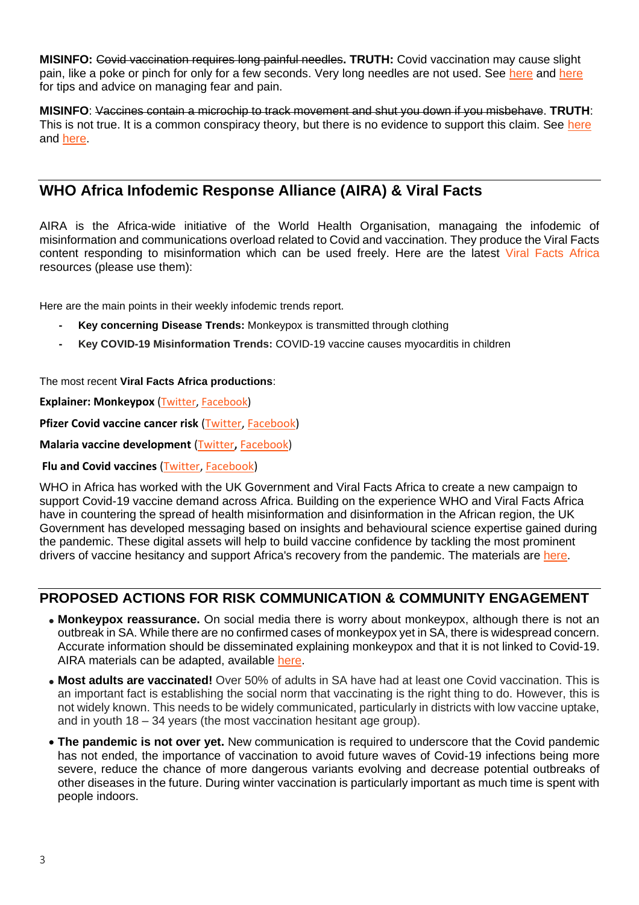**MISINFO:** ~~Covid vaccination requires long painful needles~~**. TRUTH:** Covid vaccination may cause slight pain, like a poke or pinch for only for a few seconds. Very long needles are not used. See here and here for tips and advice on managing fear and pain.

**MISINFO**: ~~Vaccines contain a microchip to track movement and shut you down if you misbehave~~. **TRUTH**: This is not true. It is a common conspiracy theory, but there is no evidence to support this claim. See here and here.

## WHO Africa Infodemic Response Alliance (AIRA) & Viral Facts

AIRA is the Africa-wide initiative of the World Health Organisation, managing the infodemic of misinformation and communications overload related to Covid and vaccination. They produce the Viral Facts content responding to misinformation which can be used freely. Here are the latest Viral Facts Africa resources (please use them):

Here are the main points in their weekly infodemic trends report.

- **Key concerning Disease Trends:** Monkeypox is transmitted through clothing
- **Key COVID-19 Misinformation Trends:** COVID-19 vaccine causes myocarditis in children

The most recent **Viral Facts Africa productions**:

**Explainer: Monkeypox** (Twitter, Facebook)

**Pfizer Covid vaccine cancer risk** (Twitter, Facebook)

**Malaria vaccine development** (Twitter, Facebook)

**Flu and Covid vaccines** (Twitter, Facebook)

WHO in Africa has worked with the UK Government and Viral Facts Africa to create a new campaign to support Covid-19 vaccine demand across Africa. Building on the experience WHO and Viral Facts Africa have in countering the spread of health misinformation and disinformation in the African region, the UK Government has developed messaging based on insights and behavioural science expertise gained during the pandemic. These digital assets will help to build vaccine confidence by tackling the most prominent drivers of vaccine hesitancy and support Africa's recovery from the pandemic. The materials are here.

## PROPOSED ACTIONS FOR RISK COMMUNICATION & COMMUNITY ENGAGEMENT

- **Monkeypox reassurance.** On social media there is worry about monkeypox, although there is not an outbreak in SA. While there are no confirmed cases of monkeypox yet in SA, there is widespread concern. Accurate information should be disseminated explaining monkeypox and that it is not linked to Covid-19. AIRA materials can be adapted, available here.
- **Most adults are vaccinated!** Over 50% of adults in SA have had at least one Covid vaccination. This is an important fact is establishing the social norm that vaccinating is the right thing to do. However, this is not widely known. This needs to be widely communicated, particularly in districts with low vaccine uptake, and in youth 18 – 34 years (the most vaccination hesitant age group).
- **The pandemic is not over yet.** New communication is required to underscore that the Covid pandemic has not ended, the importance of vaccination to avoid future waves of Covid-19 infections being more severe, reduce the chance of more dangerous variants evolving and decrease potential outbreaks of other diseases in the future. During winter vaccination is particularly important as much time is spent with people indoors.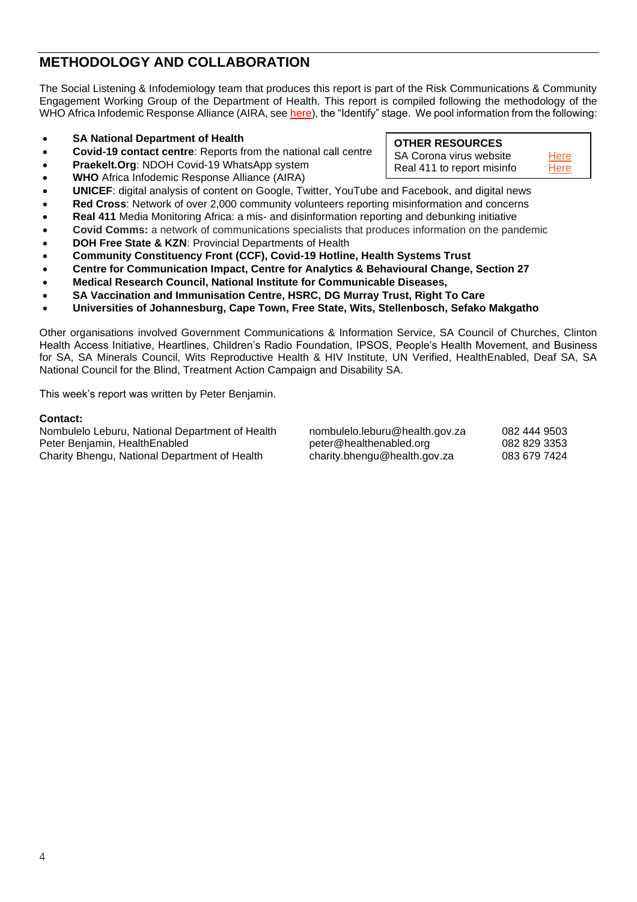## METHODOLOGY AND COLLABORATION

The Social Listening & Infodemiology team that produces this report is part of the Risk Communications & Community Engagement Working Group of the Department of Health. This report is compiled following the methodology of the WHO Africa Infodemic Response Alliance (AIRA, see here), the "Identify" stage. We pool information from the following:

- **SA National Department of Health**
- **Covid-19 contact centre**: Reports from the national call centre
- **Praekelt.Org**: NDOH Covid-19 WhatsApp system
- **WHO** Africa Infodemic Response Alliance (AIRA)
- **UNICEF**: digital analysis of content on Google, Twitter, YouTube and Facebook, and digital news
- **Red Cross**: Network of over 2,000 community volunteers reporting misinformation and concerns
- **Real 411** Media Monitoring Africa: a mis- and disinformation reporting and debunking initiative
- **Covid Comms:** a network of communications specialists that produces information on the pandemic
- **DOH Free State & KZN**: Provincial Departments of Health
- **Community Constituency Front (CCF), Covid-19 Hotline, Health Systems Trust**
- **Centre for Communication Impact, Centre for Analytics & Behavioural Change, Section 27**
- **Medical Research Council, National Institute for Communicable Diseases,**
- **SA Vaccination and Immunisation Centre, HSRC, DG Murray Trust, Right To Care**
- **Universities of Johannesburg, Cape Town, Free State, Wits, Stellenbosch, Sefako Makgatho**

**OTHER RESOURCES**

| | |
|---|---|
| SA Corona virus website | Here |
| Real 411 to report misinfo | Here |

Other organisations involved Government Communications & Information Service, SA Council of Churches, Clinton Health Access Initiative, Heartlines, Children's Radio Foundation, IPSOS, People's Health Movement, and Business for SA, SA Minerals Council, Wits Reproductive Health & HIV Institute, UN Verified, HealthEnabled, Deaf SA, SA National Council for the Blind, Treatment Action Campaign and Disability SA.

This week's report was written by Peter Benjamin.

**Contact:**

| | | |
|---|---|---|
| Nombulelo Leburu, National Department of Health | nombulelo.leburu@health.gov.za | 082 444 9503 |
| Peter Benjamin, HealthEnabled | peter@healthenabled.org | 082 829 3353 |
| Charity Bhengu, National Department of Health | charity.bhengu@health.gov.za | 083 679 7424 |